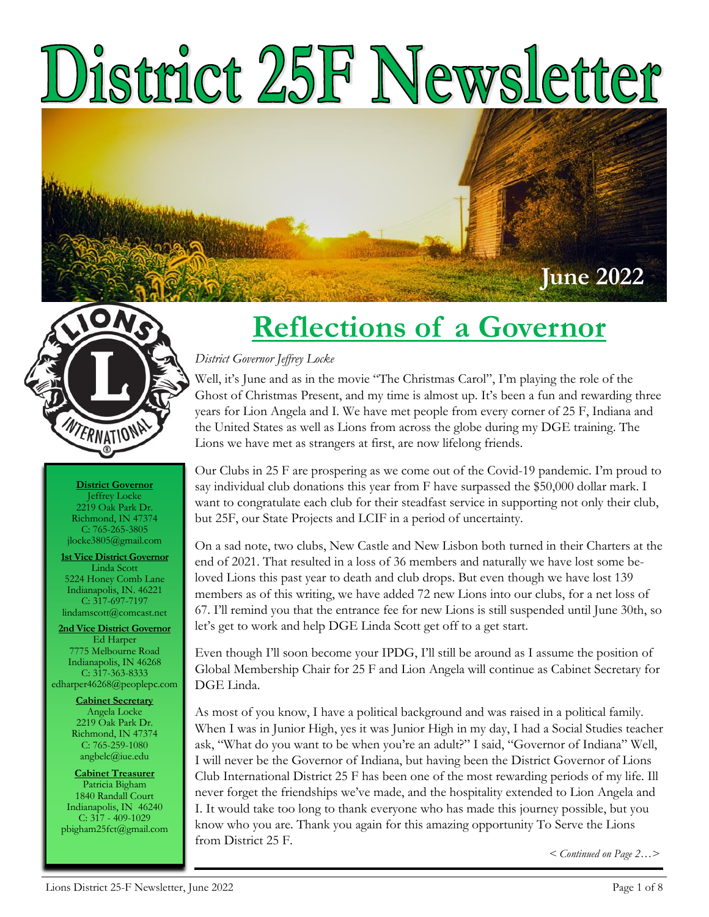# District 25F Newsletter

**June 2022**

## Reflections of a Governor

*District Governor Jeffrey Locke*

Well, it's June and as in the movie "The Christmas Carol", I'm playing the role of the Ghost of Christmas Present, and my time is almost up. It's been a fun and rewarding three years for Lion Angela and I. We have met people from every corner of 25 F, Indiana and the United States as well as Lions from across the globe during my DGE training. The Lions we have met as strangers at first, are now lifelong friends.

Our Clubs in 25 F are prospering as we come out of the Covid-19 pandemic. I'm proud to say individual club donations this year from F have surpassed the $50,000 dollar mark. I want to congratulate each club for their steadfast service in supporting not only their club, but 25F, our State Projects and LCIF in a period of uncertainty.

On a sad note, two clubs, New Castle and New Lisbon both turned in their Charters at the end of 2021. That resulted in a loss of 36 members and naturally we have lost some be-loved Lions this past year to death and club drops. But even though we have lost 139 members as of this writing, we have added 72 new Lions into our clubs, for a net loss of 67. I'll remind you that the entrance fee for new Lions is still suspended until June 30th, so let's get to work and help DGE Linda Scott get off to a get start.

Even though I'll soon become your IPDG, I'll still be around as I assume the position of Global Membership Chair for 25 F and Lion Angela will continue as Cabinet Secretary for DGE Linda.

As most of you know, I have a political background and was raised in a political family. When I was in Junior High, yes it was Junior High in my day, I had a Social Studies teacher ask, "What do you want to be when you're an adult?" I said, "Governor of Indiana" Well, I will never be the Governor of Indiana, but having been the District Governor of Lions Club International District 25 F has been one of the most rewarding periods of my life. Ill never forget the friendships we've made, and the hospitality extended to Lion Angela and I. It would take too long to thank everyone who has made this journey possible, but you know who you are. Thank you again for this amazing opportunity To Serve the Lions from District 25 F.

*< Continued on Page 2…>*

---

**District Governor**
Jeffrey Locke
2219 Oak Park Dr.
Richmond, IN 47374
C: 765-265-3805
jlocke3805@gmail.com

**1st Vice District Governor**
Linda Scott
5224 Honey Comb Lane
Indianapolis, IN. 46221
C: 317-697-7197
lindamscott@comcast.net

**2nd Vice District Governor**
Ed Harper
7775 Melbourne Road
Indianapolis, IN 46268
C: 317-363-8333
edharper46268@peoplepc.com

**Cabinet Secretary**
Angela Locke
2219 Oak Park Dr.
Richmond, IN 47374
C: 765-259-1080
angbelc@iue.edu

**Cabinet Treasurer**
Patricia Bigham
1840 Randall Court
Indianapolis, IN 46240
C: 317 - 409-1029
pbigham25fct@gmail.com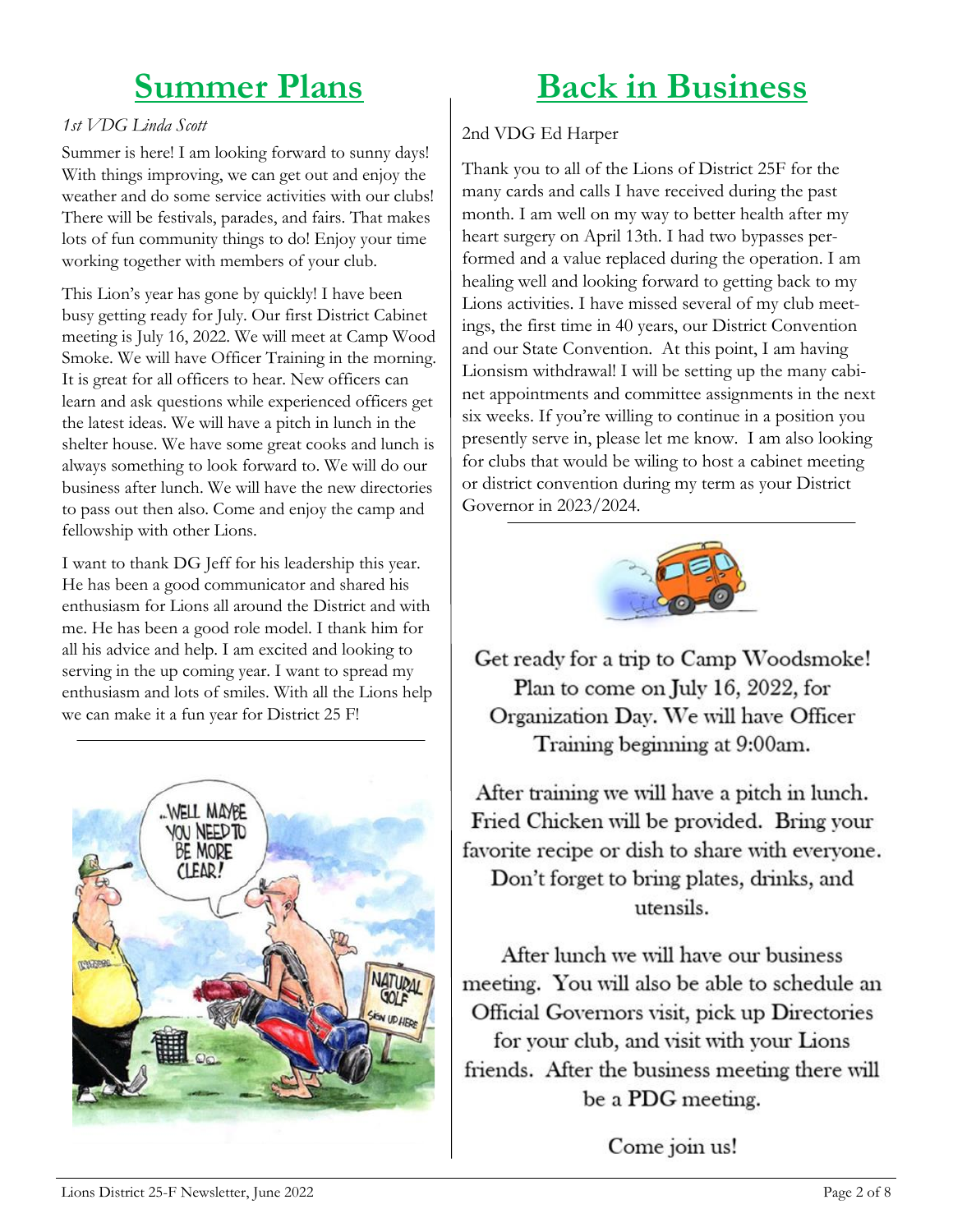# Summer Plans

*1st VDG Linda Scott*

Summer is here! I am looking forward to sunny days! With things improving, we can get out and enjoy the weather and do some service activities with our clubs! There will be festivals, parades, and fairs. That makes lots of fun community things to do! Enjoy your time working together with members of your club.

This Lion's year has gone by quickly! I have been busy getting ready for July. Our first District Cabinet meeting is July 16, 2022. We will meet at Camp Wood Smoke. We will have Officer Training in the morning. It is great for all officers to hear. New officers can learn and ask questions while experienced officers get the latest ideas. We will have a pitch in lunch in the shelter house. We have some great cooks and lunch is always something to look forward to. We will do our business after lunch. We will have the new directories to pass out then also. Come and enjoy the camp and fellowship with other Lions.

I want to thank DG Jeff for his leadership this year. He has been a good communicator and shared his enthusiasm for Lions all around the District and with me. He has been a good role model. I thank him for all his advice and help. I am excited and looking to serving in the up coming year. I want to spread my enthusiasm and lots of smiles. With all the Lions help we can make it a fun year for District 25 F!

# Back in Business

2nd VDG Ed Harper

Thank you to all of the Lions of District 25F for the many cards and calls I have received during the past month. I am well on my way to better health after my heart surgery on April 13th. I had two bypasses performed and a value replaced during the operation. I am healing well and looking forward to getting back to my Lions activities. I have missed several of my club meetings, the first time in 40 years, our District Convention and our State Convention. At this point, I am having Lionsism withdrawal! I will be setting up the many cabinet appointments and committee assignments in the next six weeks. If you're willing to continue in a position you presently serve in, please let me know. I am also looking for clubs that would be wiling to host a cabinet meeting or district convention during my term as your District Governor in 2023/2024.

Get ready for a trip to Camp Woodsmoke! Plan to come on July 16, 2022, for Organization Day. We will have Officer Training beginning at 9:00am.

After training we will have a pitch in lunch. Fried Chicken will be provided. Bring your favorite recipe or dish to share with everyone. Don't forget to bring plates, drinks, and utensils.

After lunch we will have our business meeting. You will also be able to schedule an Official Governors visit, pick up Directories for your club, and visit with your Lions friends. After the business meeting there will be a PDG meeting.

Come join us!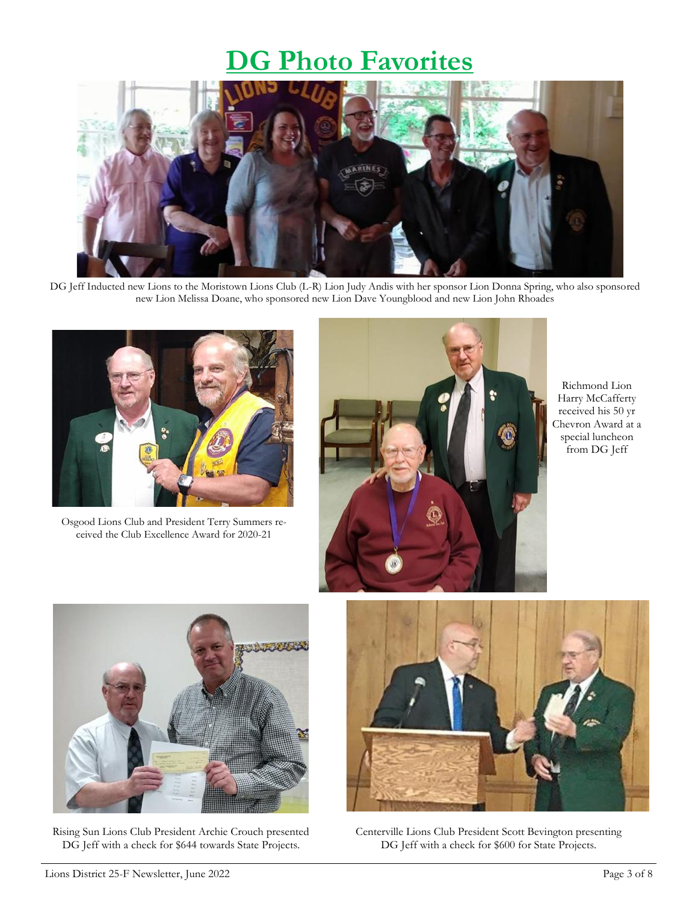# DG Photo Favorites

DG Jeff Inducted new Lions to the Moristown Lions Club (L-R) Lion Judy Andis with her sponsor Lion Donna Spring, who also sponsored new Lion Melissa Doane, who sponsored new Lion Dave Youngblood and new Lion John Rhoades

Osgood Lions Club and President Terry Summers received the Club Excellence Award for 2020-21

Richmond Lion Harry McCafferty received his 50 yr Chevron Award at a special luncheon from DG Jeff

Rising Sun Lions Club President Archie Crouch presented DG Jeff with a check for $644 towards State Projects.

Centerville Lions Club President Scott Bevington presenting DG Jeff with a check for $600 for State Projects.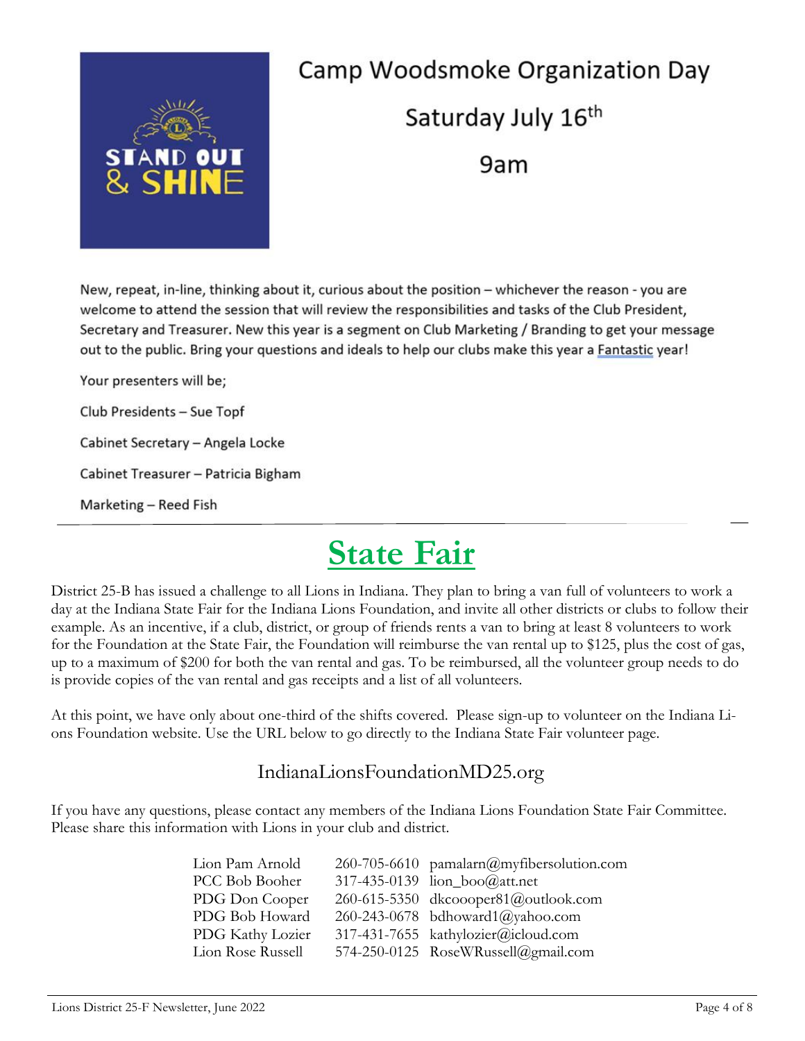# Camp Woodsmoke Organization Day

Saturday July 16th

9am

New, repeat, in-line, thinking about it, curious about the position – whichever the reason - you are welcome to attend the session that will review the responsibilities and tasks of the Club President, Secretary and Treasurer. New this year is a segment on Club Marketing / Branding to get your message out to the public. Bring your questions and ideals to help our clubs make this year a Fantastic year!

Your presenters will be;

Club Presidents – Sue Topf

Cabinet Secretary – Angela Locke

Cabinet Treasurer – Patricia Bigham

Marketing – Reed Fish

---

# State Fair

District 25-B has issued a challenge to all Lions in Indiana. They plan to bring a van full of volunteers to work a day at the Indiana State Fair for the Indiana Lions Foundation, and invite all other districts or clubs to follow their example. As an incentive, if a club, district, or group of friends rents a van to bring at least 8 volunteers to work for the Foundation at the State Fair, the Foundation will reimburse the van rental up to $125, plus the cost of gas, up to a maximum of $200 for both the van rental and gas. To be reimbursed, all the volunteer group needs to do is provide copies of the van rental and gas receipts and a list of all volunteers.

At this point, we have only about one-third of the shifts covered. Please sign-up to volunteer on the Indiana Lions Foundation website. Use the URL below to go directly to the Indiana State Fair volunteer page.

IndianaLionsFoundationMD25.org

If you have any questions, please contact any members of the Indiana Lions Foundation State Fair Committee. Please share this information with Lions in your club and district.

| | | |
|---|---|---|
| Lion Pam Arnold | 260-705-6610 | pamalarn@myfibersolution.com |
| PCC Bob Booher | 317-435-0139 | lion_boo@att.net |
| PDG Don Cooper | 260-615-5350 | dkcoooper81@outlook.com |
| PDG Bob Howard | 260-243-0678 | bdhoward1@yahoo.com |
| PDG Kathy Lozier | 317-431-7655 | kathylozier@icloud.com |
| Lion Rose Russell | 574-250-0125 | RoseWRussell@gmail.com |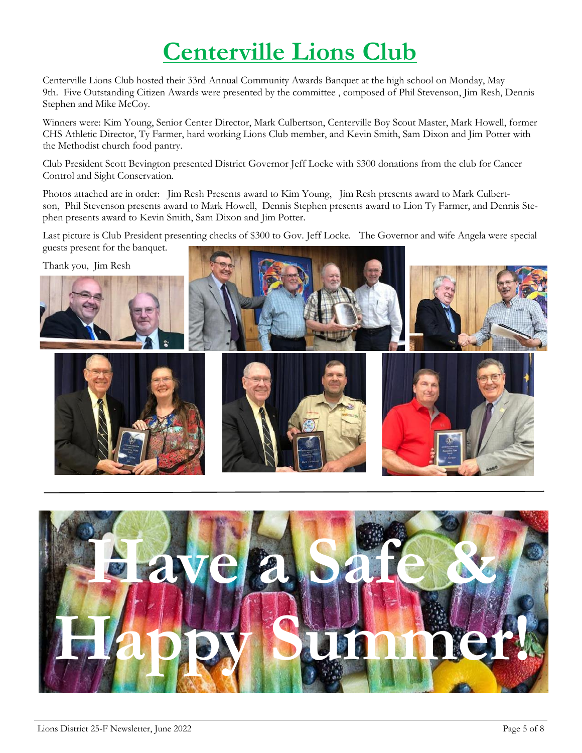# Centerville Lions Club

Centerville Lions Club hosted their 33rd Annual Community Awards Banquet at the high school on Monday, May 9th. Five Outstanding Citizen Awards were presented by the committee , composed of Phil Stevenson, Jim Resh, Dennis Stephen and Mike McCoy.

Winners were: Kim Young, Senior Center Director, Mark Culbertson, Centerville Boy Scout Master, Mark Howell, former CHS Athletic Director, Ty Farmer, hard working Lions Club member, and Kevin Smith, Sam Dixon and Jim Potter with the Methodist church food pantry.

Club President Scott Bevington presented District Governor Jeff Locke with $300 donations from the club for Cancer Control and Sight Conservation.

Photos attached are in order: Jim Resh Presents award to Kim Young, Jim Resh presents award to Mark Culbertson, Phil Stevenson presents award to Mark Howell, Dennis Stephen presents award to Lion Ty Farmer, and Dennis Stephen presents award to Kevin Smith, Sam Dixon and Jim Potter.

Last picture is Club President presenting checks of $300 to Gov. Jeff Locke. The Governor and wife Angela were special guests present for the banquet.

Thank you, Jim Resh

**Have a Safe & Happy Summer!**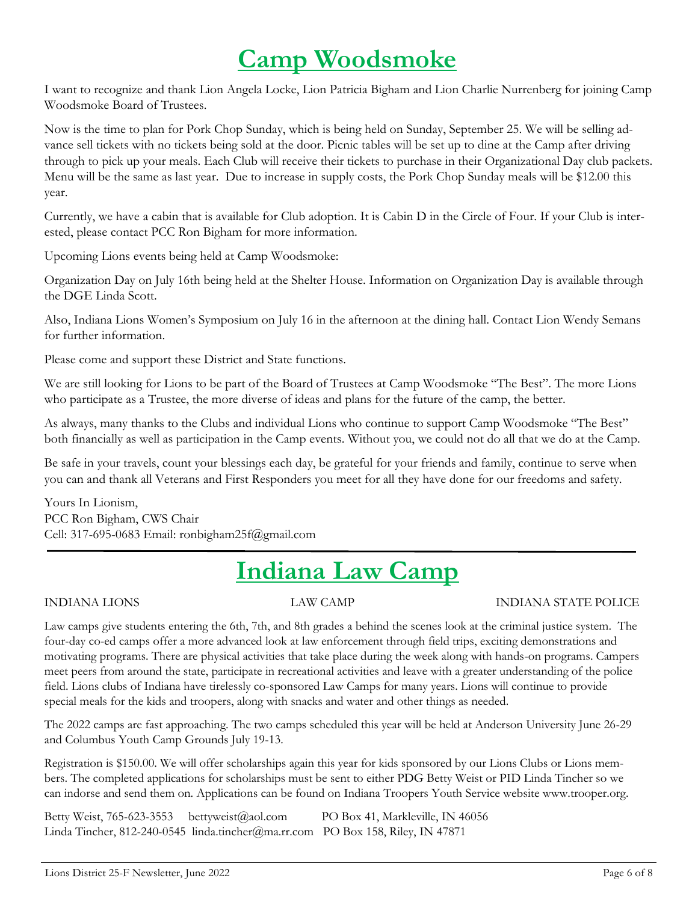# Camp Woodsmoke

I want to recognize and thank Lion Angela Locke, Lion Patricia Bigham and Lion Charlie Nurrenberg for joining Camp Woodsmoke Board of Trustees.

Now is the time to plan for Pork Chop Sunday, which is being held on Sunday, September 25. We will be selling advance sell tickets with no tickets being sold at the door. Picnic tables will be set up to dine at the Camp after driving through to pick up your meals. Each Club will receive their tickets to purchase in their Organizational Day club packets. Menu will be the same as last year. Due to increase in supply costs, the Pork Chop Sunday meals will be $12.00 this year.

Currently, we have a cabin that is available for Club adoption. It is Cabin D in the Circle of Four. If your Club is interested, please contact PCC Ron Bigham for more information.

Upcoming Lions events being held at Camp Woodsmoke:

Organization Day on July 16th being held at the Shelter House. Information on Organization Day is available through the DGE Linda Scott.

Also, Indiana Lions Women's Symposium on July 16 in the afternoon at the dining hall. Contact Lion Wendy Semans for further information.

Please come and support these District and State functions.

We are still looking for Lions to be part of the Board of Trustees at Camp Woodsmoke "The Best". The more Lions who participate as a Trustee, the more diverse of ideas and plans for the future of the camp, the better.

As always, many thanks to the Clubs and individual Lions who continue to support Camp Woodsmoke "The Best" both financially as well as participation in the Camp events. Without you, we could not do all that we do at the Camp.

Be safe in your travels, count your blessings each day, be grateful for your friends and family, continue to serve when you can and thank all Veterans and First Responders you meet for all they have done for our freedoms and safety.

Yours In Lionism,
PCC Ron Bigham, CWS Chair
Cell: 317-695-0683 Email: ronbigham25f@gmail.com

---

# Indiana Law Camp

INDIANA LIONS LAW CAMP INDIANA STATE POLICE

Law camps give students entering the 6th, 7th, and 8th grades a behind the scenes look at the criminal justice system. The four-day co-ed camps offer a more advanced look at law enforcement through field trips, exciting demonstrations and motivating programs. There are physical activities that take place during the week along with hands-on programs. Campers meet peers from around the state, participate in recreational activities and leave with a greater understanding of the police field. Lions clubs of Indiana have tirelessly co-sponsored Law Camps for many years. Lions will continue to provide special meals for the kids and troopers, along with snacks and water and other things as needed.

The 2022 camps are fast approaching. The two camps scheduled this year will be held at Anderson University June 26-29 and Columbus Youth Camp Grounds July 19-13.

Registration is $150.00. We will offer scholarships again this year for kids sponsored by our Lions Clubs or Lions members. The completed applications for scholarships must be sent to either PDG Betty Weist or PID Linda Tincher so we can indorse and send them on. Applications can be found on Indiana Troopers Youth Service website www.trooper.org.

Betty Weist, 765-623-3553 bettyweist@aol.com PO Box 41, Markleville, IN 46056
Linda Tincher, 812-240-0545 linda.tincher@ma.rr.com PO Box 158, Riley, IN 47871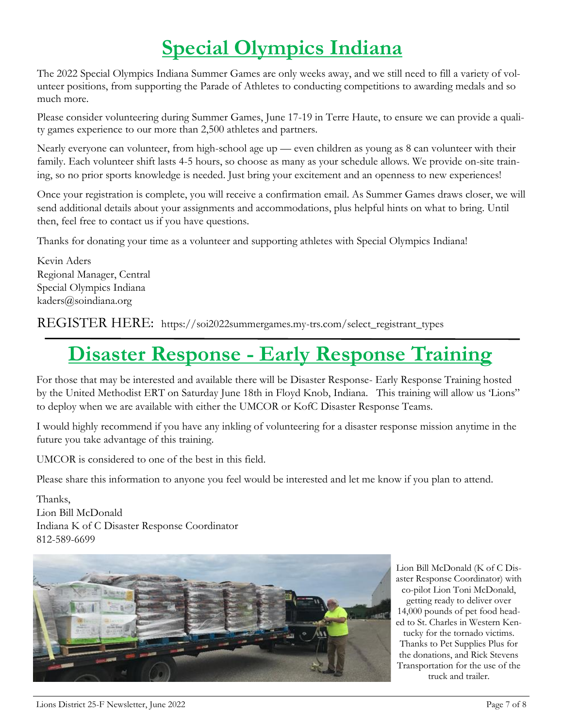# Special Olympics Indiana

The 2022 Special Olympics Indiana Summer Games are only weeks away, and we still need to fill a variety of volunteer positions, from supporting the Parade of Athletes to conducting competitions to awarding medals and so much more.

Please consider volunteering during Summer Games, June 17-19 in Terre Haute, to ensure we can provide a quality games experience to our more than 2,500 athletes and partners.

Nearly everyone can volunteer, from high-school age up — even children as young as 8 can volunteer with their family. Each volunteer shift lasts 4-5 hours, so choose as many as your schedule allows. We provide on-site training, so no prior sports knowledge is needed. Just bring your excitement and an openness to new experiences!

Once your registration is complete, you will receive a confirmation email. As Summer Games draws closer, we will send additional details about your assignments and accommodations, plus helpful hints on what to bring. Until then, feel free to contact us if you have questions.

Thanks for donating your time as a volunteer and supporting athletes with Special Olympics Indiana!

Kevin Aders
Regional Manager, Central
Special Olympics Indiana
kaders@soindiana.org

REGISTER HERE: https://soi2022summergames.my-trs.com/select_registrant_types

# Disaster Response - Early Response Training

For those that may be interested and available there will be Disaster Response- Early Response Training hosted by the United Methodist ERT on Saturday June 18th in Floyd Knob, Indiana. This training will allow us 'Lions" to deploy when we are available with either the UMCOR or KofC Disaster Response Teams.

I would highly recommend if you have any inkling of volunteering for a disaster response mission anytime in the future you take advantage of this training.

UMCOR is considered to one of the best in this field.

Please share this information to anyone you feel would be interested and let me know if you plan to attend.

Thanks,
Lion Bill McDonald
Indiana K of C Disaster Response Coordinator
812-589-6699

Lion Bill McDonald (K of C Disaster Response Coordinator) with co-pilot Lion Toni McDonald, getting ready to deliver over 14,000 pounds of pet food headed to St. Charles in Western Kentucky for the tornado victims. Thanks to Pet Supplies Plus for the donations, and Rick Stevens Transportation for the use of the truck and trailer.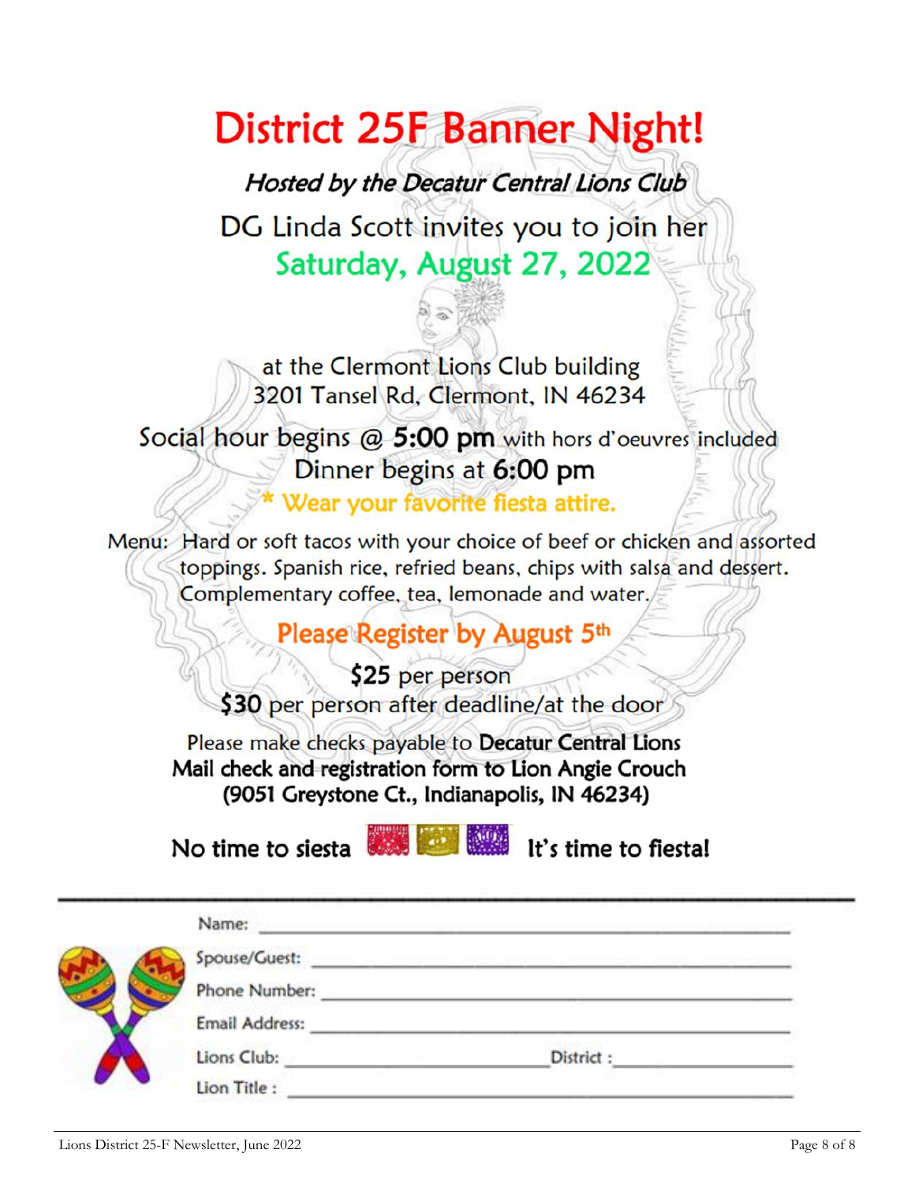# District 25F Banner Night!

***Hosted by the Decatur Central Lions Club***

DG Linda Scott invites you to join her

**Saturday, August 27, 2022**

at the Clermont Lions Club building
3201 Tansel Rd, Clermont, IN 46234

Social hour begins @ **5:00 pm** with hors d'oeuvres included
Dinner begins at **6:00 pm**

**\* Wear your favorite fiesta attire.**

Menu: Hard or soft tacos with your choice of beef or chicken and assorted toppings. Spanish rice, refried beans, chips with salsa and dessert. Complementary coffee, tea, lemonade and water.

**Please Register by August 5th**

**$25** per person
**$30** per person after deadline/at the door

Please make checks payable to **Decatur Central Lions**
**Mail check and registration form to Lion Angie Crouch**
**(9051 Greystone Ct., Indianapolis, IN 46234)**

No time to siesta It's time to fiesta!

---

Name: ______________________________

Spouse/Guest: ______________________________

Phone Number: ______________________________

Email Address: ______________________________

Lions Club: ____________________ District : ______________

Lion Title : ______________________________